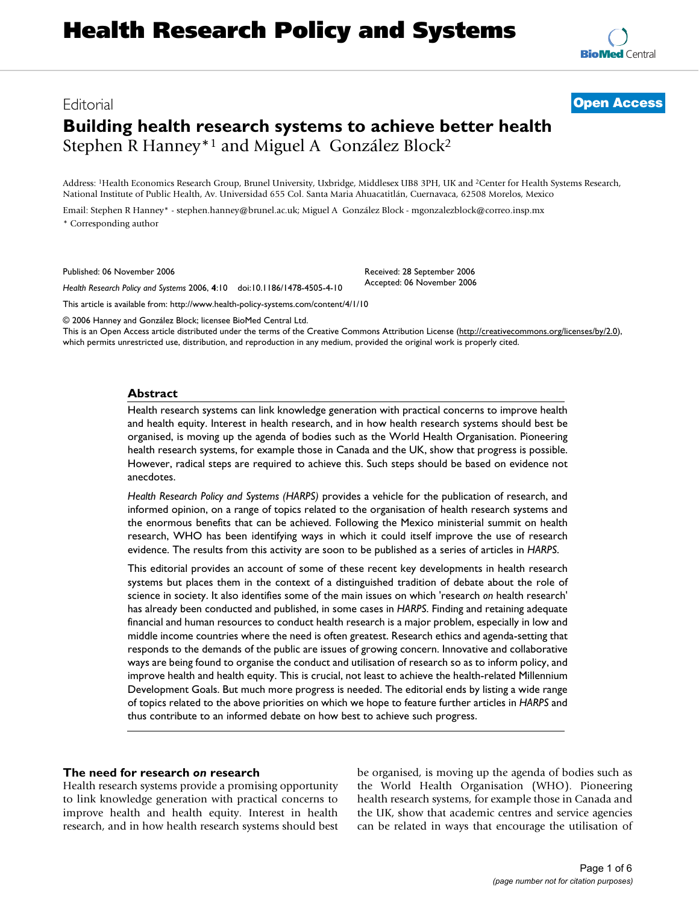# Health Research Policy and Systems

Editorial

**Open Access**

# Building health research systems to achieve better health

Stephen R Hanney*[1] and Miguel A González Block[2]

Address: [1]Health Economics Research Group, Brunel University, Uxbridge, Middlesex UB8 3PH, UK and [2]Center for Health Systems Research, National Institute of Public Health, Av. Universidad 655 Col. Santa Maria Ahuacatitlán, Cuernavaca, 62508 Morelos, Mexico

Email: Stephen R Hanney* - stephen.hanney@brunel.ac.uk; Miguel A González Block - mgonzalezblock@correo.insp.mx

\* Corresponding author

Published: 06 November 2006

*Health Research Policy and Systems* 2006, **4**:10 doi:10.1186/1478-4505-4-10

Received: 28 September 2006
Accepted: 06 November 2006

This article is available from: http://www.health-policy-systems.com/content/4/1/10

© 2006 Hanney and González Block; licensee BioMed Central Ltd.
This is an Open Access article distributed under the terms of the Creative Commons Attribution License (http://creativecommons.org/licenses/by/2.0), which permits unrestricted use, distribution, and reproduction in any medium, provided the original work is properly cited.

## Abstract

Health research systems can link knowledge generation with practical concerns to improve health and health equity. Interest in health research, and in how health research systems should best be organised, is moving up the agenda of bodies such as the World Health Organisation. Pioneering health research systems, for example those in Canada and the UK, show that progress is possible. However, radical steps are required to achieve this. Such steps should be based on evidence not anecdotes.

*Health Research Policy and Systems (HARPS)* provides a vehicle for the publication of research, and informed opinion, on a range of topics related to the organisation of health research systems and the enormous benefits that can be achieved. Following the Mexico ministerial summit on health research, WHO has been identifying ways in which it could itself improve the use of research evidence. The results from this activity are soon to be published as a series of articles in *HARPS*.

This editorial provides an account of some of these recent key developments in health research systems but places them in the context of a distinguished tradition of debate about the role of science in society. It also identifies some of the main issues on which 'research *on* health research' has already been conducted and published, in some cases in *HARPS*. Finding and retaining adequate financial and human resources to conduct health research is a major problem, especially in low and middle income countries where the need is often greatest. Research ethics and agenda-setting that responds to the demands of the public are issues of growing concern. Innovative and collaborative ways are being found to organise the conduct and utilisation of research so as to inform policy, and improve health and health equity. This is crucial, not least to achieve the health-related Millennium Development Goals. But much more progress is needed. The editorial ends by listing a wide range of topics related to the above priorities on which we hope to feature further articles in *HARPS* and thus contribute to an informed debate on how best to achieve such progress.

## The need for research *on* research

Health research systems provide a promising opportunity to link knowledge generation with practical concerns to improve health and health equity. Interest in health research, and in how health research systems should best be organised, is moving up the agenda of bodies such as the World Health Organisation (WHO). Pioneering health research systems, for example those in Canada and the UK, show that academic centres and service agencies can be related in ways that encourage the utilisation of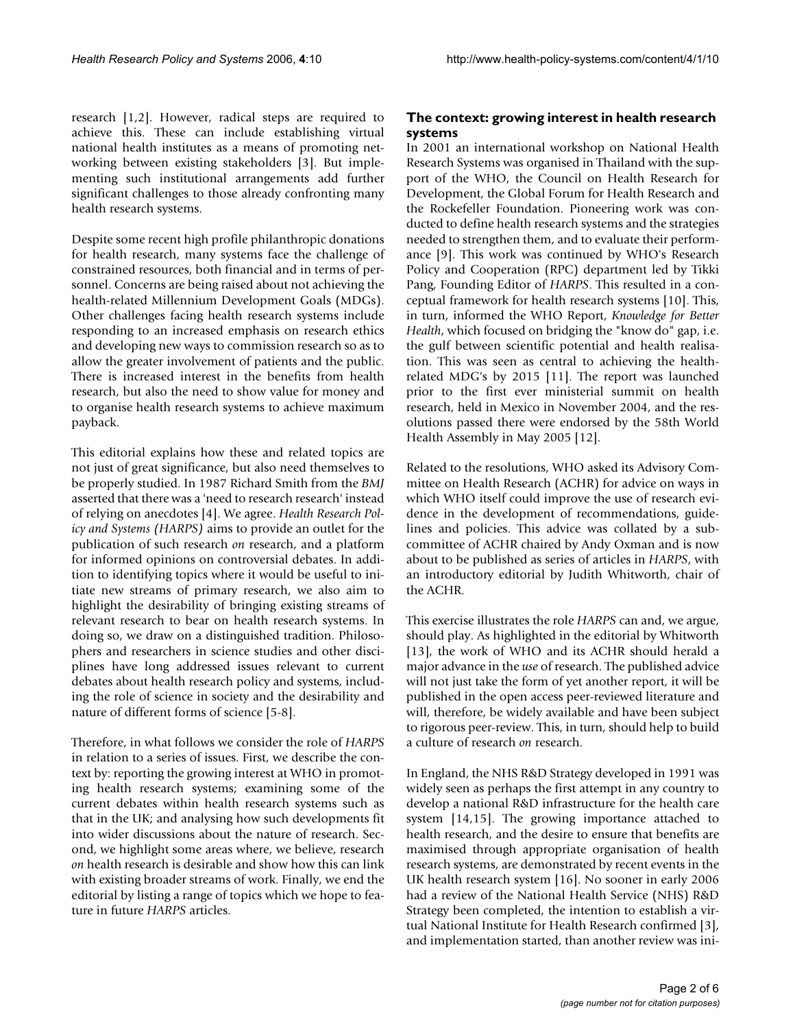research [1,2]. However, radical steps are required to achieve this. These can include establishing virtual national health institutes as a means of promoting networking between existing stakeholders [3]. But implementing such institutional arrangements add further significant challenges to those already confronting many health research systems.

Despite some recent high profile philanthropic donations for health research, many systems face the challenge of constrained resources, both financial and in terms of personnel. Concerns are being raised about not achieving the health-related Millennium Development Goals (MDGs). Other challenges facing health research systems include responding to an increased emphasis on research ethics and developing new ways to commission research so as to allow the greater involvement of patients and the public. There is increased interest in the benefits from health research, but also the need to show value for money and to organise health research systems to achieve maximum payback.

This editorial explains how these and related topics are not just of great significance, but also need themselves to be properly studied. In 1987 Richard Smith from the *BMJ* asserted that there was a 'need to research research' instead of relying on anecdotes [4]. We agree. *Health Research Policy and Systems (HARPS)* aims to provide an outlet for the publication of such research *on* research, and a platform for informed opinions on controversial debates. In addition to identifying topics where it would be useful to initiate new streams of primary research, we also aim to highlight the desirability of bringing existing streams of relevant research to bear on health research systems. In doing so, we draw on a distinguished tradition. Philosophers and researchers in science studies and other disciplines have long addressed issues relevant to current debates about health research policy and systems, including the role of science in society and the desirability and nature of different forms of science [5-8].

Therefore, in what follows we consider the role of *HARPS* in relation to a series of issues. First, we describe the context by: reporting the growing interest at WHO in promoting health research systems; examining some of the current debates within health research systems such as that in the UK; and analysing how such developments fit into wider discussions about the nature of research. Second, we highlight some areas where, we believe, research *on* health research is desirable and show how this can link with existing broader streams of work. Finally, we end the editorial by listing a range of topics which we hope to feature in future *HARPS* articles.

## The context: growing interest in health research systems

In 2001 an international workshop on National Health Research Systems was organised in Thailand with the support of the WHO, the Council on Health Research for Development, the Global Forum for Health Research and the Rockefeller Foundation. Pioneering work was conducted to define health research systems and the strategies needed to strengthen them, and to evaluate their performance [9]. This work was continued by WHO's Research Policy and Cooperation (RPC) department led by Tikki Pang, Founding Editor of *HARPS*. This resulted in a conceptual framework for health research systems [10]. This, in turn, informed the WHO Report, *Knowledge for Better Health*, which focused on bridging the "know do" gap, i.e. the gulf between scientific potential and health realisation. This was seen as central to achieving the health-related MDG's by 2015 [11]. The report was launched prior to the first ever ministerial summit on health research, held in Mexico in November 2004, and the resolutions passed there were endorsed by the 58th World Health Assembly in May 2005 [12].

Related to the resolutions, WHO asked its Advisory Committee on Health Research (ACHR) for advice on ways in which WHO itself could improve the use of research evidence in the development of recommendations, guidelines and policies. This advice was collated by a subcommittee of ACHR chaired by Andy Oxman and is now about to be published as series of articles in *HARPS*, with an introductory editorial by Judith Whitworth, chair of the ACHR.

This exercise illustrates the role *HARPS* can and, we argue, should play. As highlighted in the editorial by Whitworth [13], the work of WHO and its ACHR should herald a major advance in the *use* of research. The published advice will not just take the form of yet another report, it will be published in the open access peer-reviewed literature and will, therefore, be widely available and have been subject to rigorous peer-review. This, in turn, should help to build a culture of research *on* research.

In England, the NHS R&D Strategy developed in 1991 was widely seen as perhaps the first attempt in any country to develop a national R&D infrastructure for the health care system [14,15]. The growing importance attached to health research, and the desire to ensure that benefits are maximised through appropriate organisation of health research systems, are demonstrated by recent events in the UK health research system [16]. No sooner in early 2006 had a review of the National Health Service (NHS) R&D Strategy been completed, the intention to establish a virtual National Institute for Health Research confirmed [3], and implementation started, than another review was ini-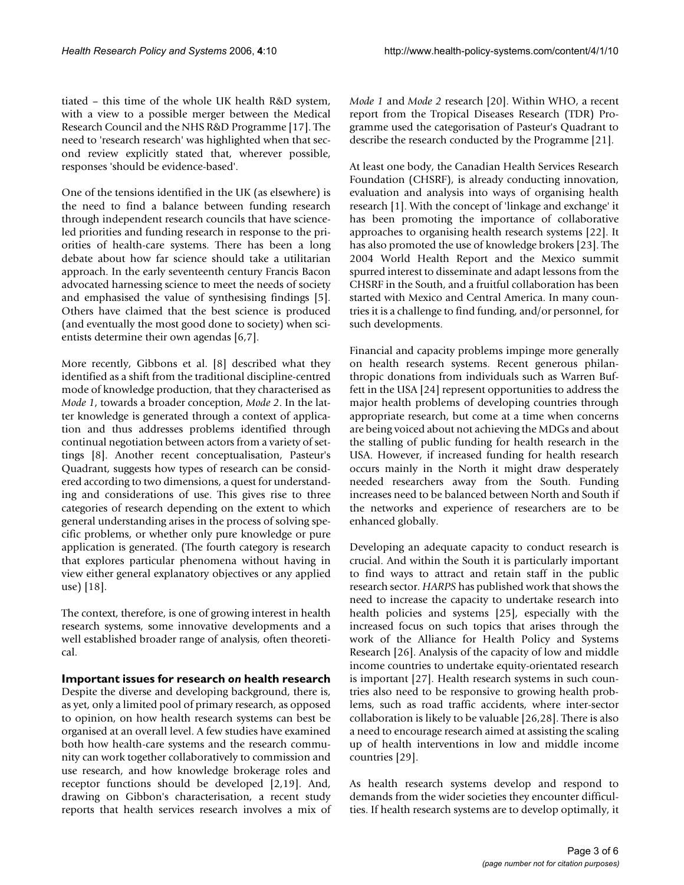tiated – this time of the whole UK health R&D system, with a view to a possible merger between the Medical Research Council and the NHS R&D Programme [17]. The need to 'research research' was highlighted when that second review explicitly stated that, wherever possible, responses 'should be evidence-based'.

One of the tensions identified in the UK (as elsewhere) is the need to find a balance between funding research through independent research councils that have science-led priorities and funding research in response to the priorities of health-care systems. There has been a long debate about how far science should take a utilitarian approach. In the early seventeenth century Francis Bacon advocated harnessing science to meet the needs of society and emphasised the value of synthesising findings [5]. Others have claimed that the best science is produced (and eventually the most good done to society) when scientists determine their own agendas [6,7].

More recently, Gibbons et al. [8] described what they identified as a shift from the traditional discipline-centred mode of knowledge production, that they characterised as *Mode 1*, towards a broader conception, *Mode 2*. In the latter knowledge is generated through a context of application and thus addresses problems identified through continual negotiation between actors from a variety of settings [8]. Another recent conceptualisation, Pasteur's Quadrant, suggests how types of research can be considered according to two dimensions, a quest for understanding and considerations of use. This gives rise to three categories of research depending on the extent to which general understanding arises in the process of solving specific problems, or whether only pure knowledge or pure application is generated. (The fourth category is research that explores particular phenomena without having in view either general explanatory objectives or any applied use) [18].

The context, therefore, is one of growing interest in health research systems, some innovative developments and a well established broader range of analysis, often theoretical.

## Important issues for research *on* health research

Despite the diverse and developing background, there is, as yet, only a limited pool of primary research, as opposed to opinion, on how health research systems can best be organised at an overall level. A few studies have examined both how health-care systems and the research community can work together collaboratively to commission and use research, and how knowledge brokerage roles and receptor functions should be developed [2,19]. And, drawing on Gibbon's characterisation, a recent study reports that health services research involves a mix of *Mode 1* and *Mode 2* research [20]. Within WHO, a recent report from the Tropical Diseases Research (TDR) Programme used the categorisation of Pasteur's Quadrant to describe the research conducted by the Programme [21].

At least one body, the Canadian Health Services Research Foundation (CHSRF), is already conducting innovation, evaluation and analysis into ways of organising health research [1]. With the concept of 'linkage and exchange' it has been promoting the importance of collaborative approaches to organising health research systems [22]. It has also promoted the use of knowledge brokers [23]. The 2004 World Health Report and the Mexico summit spurred interest to disseminate and adapt lessons from the CHSRF in the South, and a fruitful collaboration has been started with Mexico and Central America. In many countries it is a challenge to find funding, and/or personnel, for such developments.

Financial and capacity problems impinge more generally on health research systems. Recent generous philanthropic donations from individuals such as Warren Buffett in the USA [24] represent opportunities to address the major health problems of developing countries through appropriate research, but come at a time when concerns are being voiced about not achieving the MDGs and about the stalling of public funding for health research in the USA. However, if increased funding for health research occurs mainly in the North it might draw desperately needed researchers away from the South. Funding increases need to be balanced between North and South if the networks and experience of researchers are to be enhanced globally.

Developing an adequate capacity to conduct research is crucial. And within the South it is particularly important to find ways to attract and retain staff in the public research sector. *HARPS* has published work that shows the need to increase the capacity to undertake research into health policies and systems [25], especially with the increased focus on such topics that arises through the work of the Alliance for Health Policy and Systems Research [26]. Analysis of the capacity of low and middle income countries to undertake equity-orientated research is important [27]. Health research systems in such countries also need to be responsive to growing health problems, such as road traffic accidents, where inter-sector collaboration is likely to be valuable [26,28]. There is also a need to encourage research aimed at assisting the scaling up of health interventions in low and middle income countries [29].

As health research systems develop and respond to demands from the wider societies they encounter difficulties. If health research systems are to develop optimally, it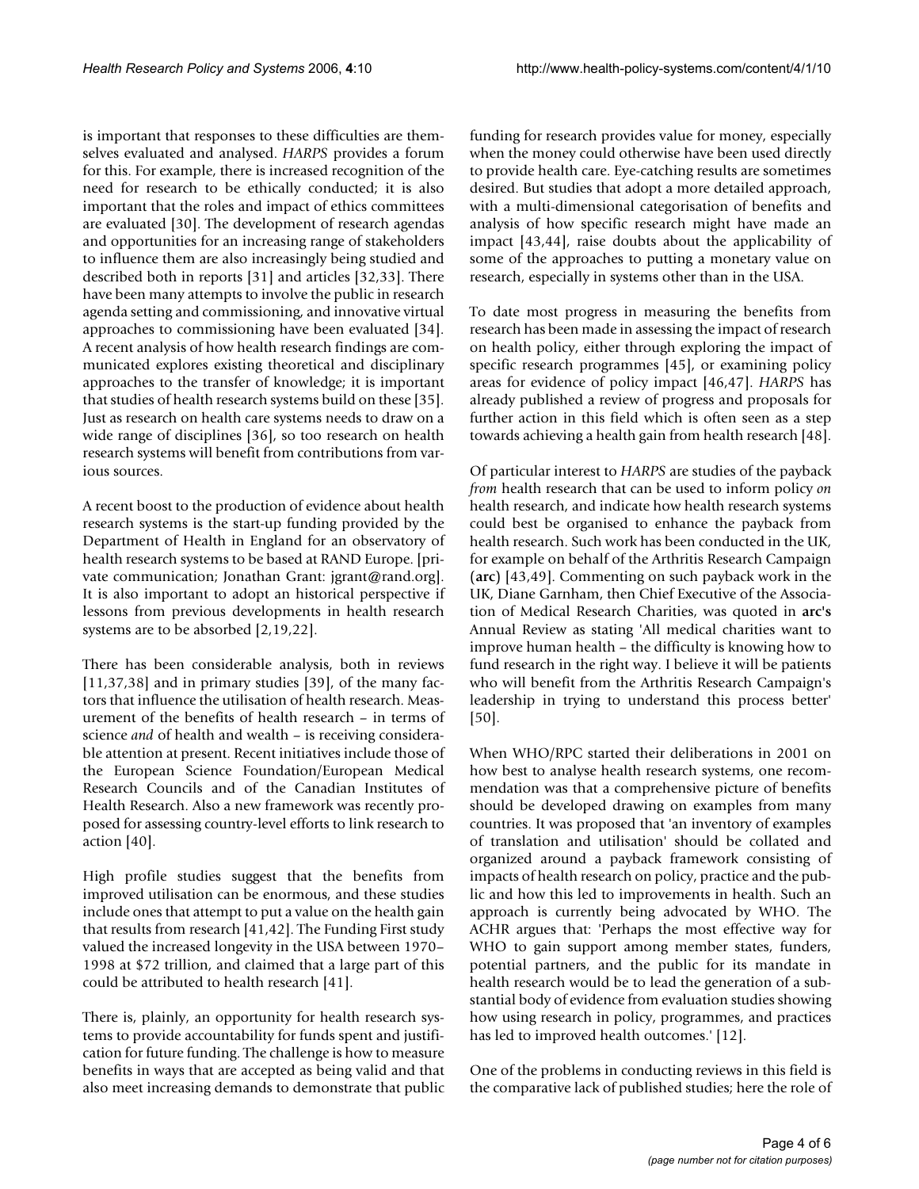is important that responses to these difficulties are themselves evaluated and analysed. *HARPS* provides a forum for this. For example, there is increased recognition of the need for research to be ethically conducted; it is also important that the roles and impact of ethics committees are evaluated [30]. The development of research agendas and opportunities for an increasing range of stakeholders to influence them are also increasingly being studied and described both in reports [31] and articles [32,33]. There have been many attempts to involve the public in research agenda setting and commissioning, and innovative virtual approaches to commissioning have been evaluated [34]. A recent analysis of how health research findings are communicated explores existing theoretical and disciplinary approaches to the transfer of knowledge; it is important that studies of health research systems build on these [35]. Just as research on health care systems needs to draw on a wide range of disciplines [36], so too research on health research systems will benefit from contributions from various sources.

A recent boost to the production of evidence about health research systems is the start-up funding provided by the Department of Health in England for an observatory of health research systems to be based at RAND Europe. [private communication; Jonathan Grant: jgrant@rand.org]. It is also important to adopt an historical perspective if lessons from previous developments in health research systems are to be absorbed [2,19,22].

There has been considerable analysis, both in reviews [11,37,38] and in primary studies [39], of the many factors that influence the utilisation of health research. Measurement of the benefits of health research – in terms of science *and* of health and wealth – is receiving considerable attention at present. Recent initiatives include those of the European Science Foundation/European Medical Research Councils and of the Canadian Institutes of Health Research. Also a new framework was recently proposed for assessing country-level efforts to link research to action [40].

High profile studies suggest that the benefits from improved utilisation can be enormous, and these studies include ones that attempt to put a value on the health gain that results from research [41,42]. The Funding First study valued the increased longevity in the USA between 1970–1998 at $72 trillion, and claimed that a large part of this could be attributed to health research [41].

There is, plainly, an opportunity for health research systems to provide accountability for funds spent and justification for future funding. The challenge is how to measure benefits in ways that are accepted as being valid and that also meet increasing demands to demonstrate that public funding for research provides value for money, especially when the money could otherwise have been used directly to provide health care. Eye-catching results are sometimes desired. But studies that adopt a more detailed approach, with a multi-dimensional categorisation of benefits and analysis of how specific research might have made an impact [43,44], raise doubts about the applicability of some of the approaches to putting a monetary value on research, especially in systems other than in the USA.

To date most progress in measuring the benefits from research has been made in assessing the impact of research on health policy, either through exploring the impact of specific research programmes [45], or examining policy areas for evidence of policy impact [46,47]. *HARPS* has already published a review of progress and proposals for further action in this field which is often seen as a step towards achieving a health gain from health research [48].

Of particular interest to *HARPS* are studies of the payback *from* health research that can be used to inform policy *on* health research, and indicate how health research systems could best be organised to enhance the payback from health research. Such work has been conducted in the UK, for example on behalf of the Arthritis Research Campaign (**arc**) [43,49]. Commenting on such payback work in the UK, Diane Garnham, then Chief Executive of the Association of Medical Research Charities, was quoted in **arc's** Annual Review as stating 'All medical charities want to improve human health – the difficulty is knowing how to fund research in the right way. I believe it will be patients who will benefit from the Arthritis Research Campaign's leadership in trying to understand this process better' [50].

When WHO/RPC started their deliberations in 2001 on how best to analyse health research systems, one recommendation was that a comprehensive picture of benefits should be developed drawing on examples from many countries. It was proposed that 'an inventory of examples of translation and utilisation' should be collated and organized around a payback framework consisting of impacts of health research on policy, practice and the public and how this led to improvements in health. Such an approach is currently being advocated by WHO. The ACHR argues that: 'Perhaps the most effective way for WHO to gain support among member states, funders, potential partners, and the public for its mandate in health research would be to lead the generation of a substantial body of evidence from evaluation studies showing how using research in policy, programmes, and practices has led to improved health outcomes.' [12].

One of the problems in conducting reviews in this field is the comparative lack of published studies; here the role of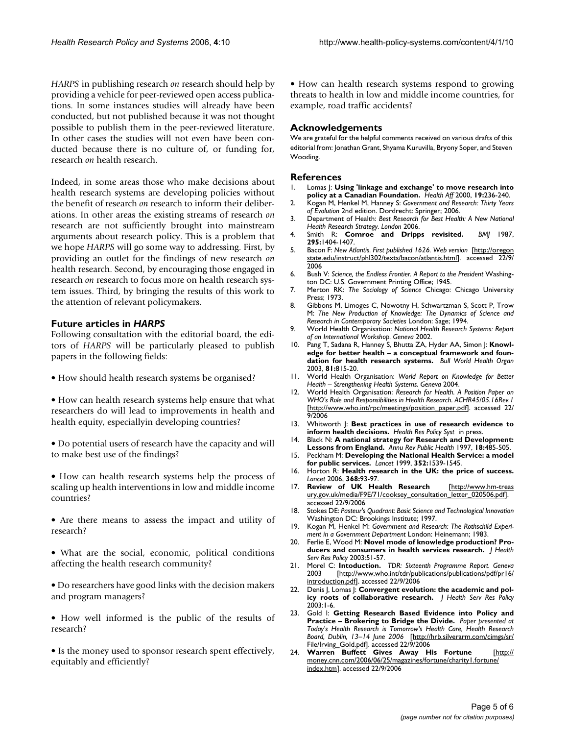*HARPS* in publishing research *on* research should help by providing a vehicle for peer-reviewed open access publications. In some instances studies will already have been conducted, but not published because it was not thought possible to publish them in the peer-reviewed literature. In other cases the studies will not even have been conducted because there is no culture of, or funding for, research *on* health research.

Indeed, in some areas those who make decisions about health research systems are developing policies without the benefit of research *on* research to inform their deliberations. In other areas the existing streams of research *on* research are not sufficiently brought into mainstream arguments about research policy. This is a problem that we hope *HARPS* will go some way to addressing. First, by providing an outlet for the findings of new research *on* health research. Second, by encouraging those engaged in research *on* research to focus more on health research system issues. Third, by bringing the results of this work to the attention of relevant policymakers.

### Future articles in *HARPS*

Following consultation with the editorial board, the editors of *HARPS* will be particularly pleased to publish papers in the following fields:

• How should health research systems be organised?

• How can health research systems help ensure that what researchers do will lead to improvements in health and health equity, especiallyin developing countries?

• Do potential users of research have the capacity and will to make best use of the findings?

• How can health research systems help the process of scaling up health interventions in low and middle income countries?

• Are there means to assess the impact and utility of research?

• What are the social, economic, political conditions affecting the health research community?

• Do researchers have good links with the decision makers and program managers?

• How well informed is the public of the results of research?

• Is the money used to sponsor research spent effectively, equitably and efficiently?

• How can health research systems respond to growing threats to health in low and middle income countries, for example, road traffic accidents?

### Acknowledgements

We are grateful for the helpful comments received on various drafts of this editorial from: Jonathan Grant, Shyama Kuruvilla, Bryony Soper, and Steven Wooding.

### References

1. Lomas J: **Using 'linkage and exchange' to move research into policy at a Canadian Foundation.** *Health Aff* 2000, **19:**236-240.
2. Kogan M, Henkel M, Hanney S: *Government and Research: Thirty Years of Evolution* 2nd edition. Dordrecht: Springer; 2006.
3. Department of Health: *Best Research for Best Health: A New National Health Research Strategy. London* 2006.
4. Smith R: **Comroe and Dripps revisited.** *BMJ* 1987, **295:**1404-1407.
5. Bacon F: *New Atlantis. First published 1626. Web version* [http://oregonstate.edu/instruct/phl302/texts/bacon/atlantis.html]. accessed 22/9/2006
6. Bush V: *Science, the Endless Frontier. A Report to the President* Washington DC: U.S. Government Printing Office; 1945.
7. Merton RK: *The Sociology of Science* Chicago: Chicago University Press; 1973.
8. Gibbons M, Limoges C, Nowotny H, Schwartzman S, Scott P, Trow M: *The New Production of Knowledge: The Dynamics of Science and Research in Contemporary Societies* London: Sage; 1994.
9. World Health Organisation: *National Health Research Systems: Report of an International Workshop. Geneva* 2002.
10. Pang T, Sadana R, Hanney S, Bhutta ZA, Hyder AA, Simon J: **Knowledge for better health – a conceptual framework and foundation for health research systems.** *Bull World Health Organ* 2003, **81:**815-20.
11. World Health Organisation: *World Report on Knowledge for Better Health – Strengthening Health Systems. Geneva* 2004.
12. World Health Organisation: *Research for Health. A Position Paper on WHO's Role and Responsibilities in Health Research. ACHR45/05.16Rev.1* [http://www.who.int/rpc/meetings/position_paper.pdf]. accessed 22/9/2006
13. Whitworth J: **Best practices in use of research evidence to inform health decisions.** *Health Res Policy Syst* in press.
14. Black N: **A national strategy for Research and Development: Lessons from England.** *Annu Rev Public Health* 1997, **18:**485-505.
15. Peckham M: **Developing the National Health Service: a model for public services.** *Lancet* 1999, **352:**1539-1545.
16. Horton R: **Health research in the UK: the price of success.** *Lancet* 2006, **368:**93-97.
17. **Review of UK Health Research** [http://www.hm-treasury.gov.uk/media/F9E/71/cooksey_consultation_letter_020506.pdf]. accessed 22/9/2006
18. Stokes DE: *Pasteur's Quadrant: Basic Science and Technological Innovation* Washington DC: Brookings Institute; 1997.
19. Kogan M, Henkel M: *Government and Research: The Rothschild Experiment in a Government Department* London: Heinemann; 1983.
20. Ferlie E, Wood M: **Novel mode of knowledge production? Producers and consumers in health services research.** *J Health Serv Res Policy* 2003:51-57.
21. Morel C: **Intoduction.** *TDR: Sixteenth Programme Report. Geneva* 2003 [http://www.who.int/tdr/publications/publications/pdf/pr16/introduction.pdf]. accessed 22/9/2006
22. Denis J, Lomas J: **Convergent evolution: the academic and policy roots of collaborative research.** *J Health Serv Res Policy* 2003:1-6.
23. Gold I: **Getting Research Based Evidence into Policy and Practice – Brokering to Bridge the Divide.** *Paper presented at Today's Health Research is Tomorrow's Health Care, Health Research Board, Dublin, 13–14 June 2006* [http://hrb.silverarm.com/cimgs/sr/File/Irving_Gold.pdf]. accessed 22/9/2006
24. **Warren Buffett Gives Away His Fortune** [http://money.cnn.com/2006/06/25/magazines/fortune/charity1.fortune/index.htm]. accessed 22/9/2006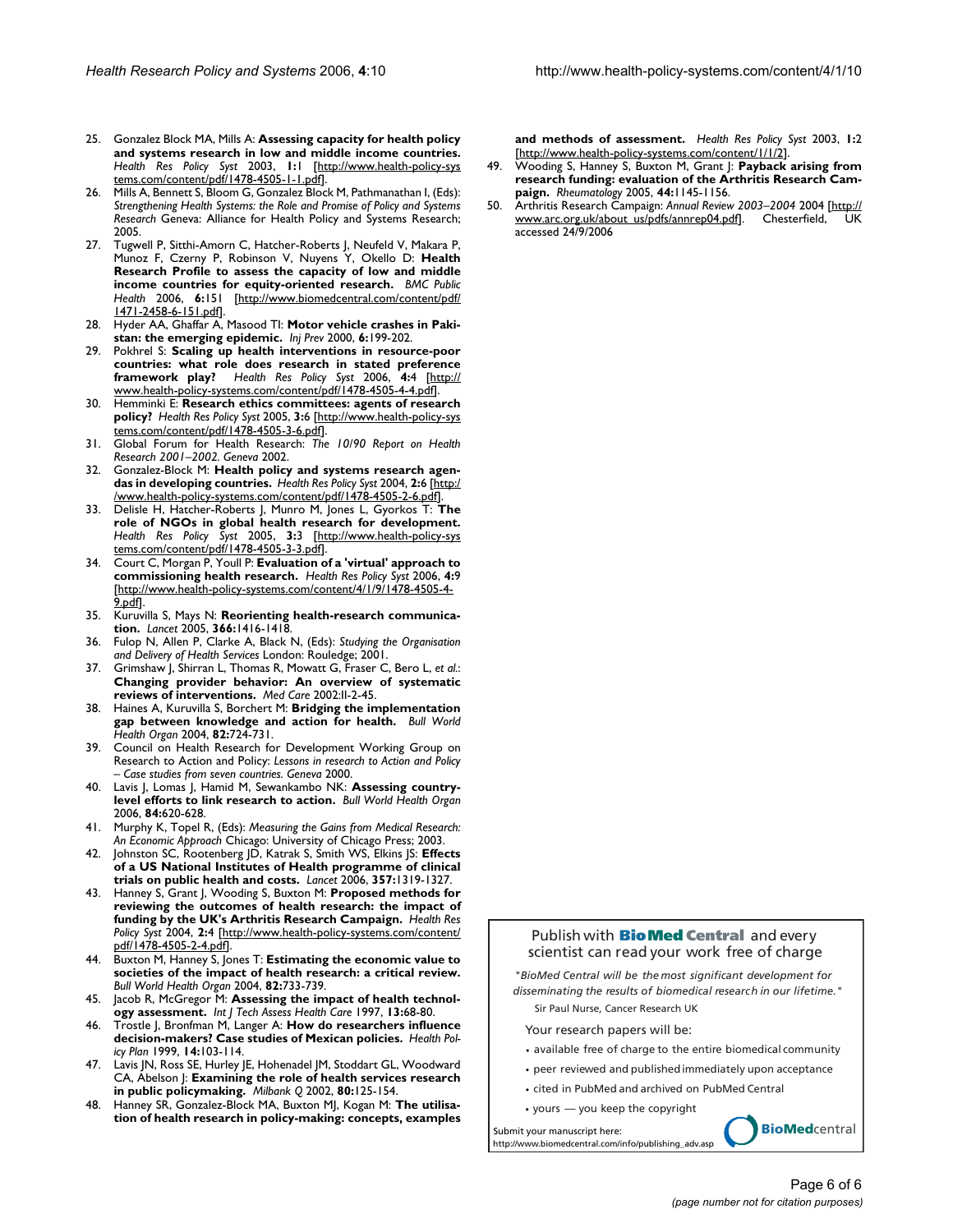25. Gonzalez Block MA, Mills A: **Assessing capacity for health policy and systems research in low and middle income countries.** *Health Res Policy Syst* 2003, **1:**1 [http://www.health-policy-systems.com/content/pdf/1478-4505-1-1.pdf].
26. Mills A, Bennett S, Bloom G, Gonzalez Block M, Pathmanathan I, (Eds): *Strengthening Health Systems: the Role and Promise of Policy and Systems Research* Geneva: Alliance for Health Policy and Systems Research; 2005.
27. Tugwell P, Sitthi-Amorn C, Hatcher-Roberts J, Neufeld V, Makara P, Munoz F, Czerny P, Robinson V, Nuyens Y, Okello D: **Health Research Profile to assess the capacity of low and middle income countries for equity-oriented research.** *BMC Public Health* 2006, **6:**151 [http://www.biomedcentral.com/content/pdf/1471-2458-6-151.pdf].
28. Hyder AA, Ghaffar A, Masood TI: **Motor vehicle crashes in Pakistan: the emerging epidemic.** *Inj Prev* 2000, **6:**199-202.
29. Pokhrel S: **Scaling up health interventions in resource-poor countries: what role does research in stated preference framework play?** *Health Res Policy Syst* 2006, **4:**4 [http://www.health-policy-systems.com/content/pdf/1478-4505-4-4.pdf].
30. Hemminki E: **Research ethics committees: agents of research policy?** *Health Res Policy Syst* 2005, **3:**6 [http://www.health-policy-systems.com/content/pdf/1478-4505-3-6.pdf].
31. Global Forum for Health Research: *The 10/90 Report on Health Research 2001–2002. Geneva* 2002.
32. Gonzalez-Block M: **Health policy and systems research agendas in developing countries.** *Health Res Policy Syst* 2004, **2:**6 [http://www.health-policy-systems.com/content/pdf/1478-4505-2-6.pdf].
33. Delisle H, Hatcher-Roberts J, Munro M, Jones L, Gyorkos T: **The role of NGOs in global health research for development.** *Health Res Policy Syst* 2005, **3:**3 [http://www.health-policy-systems.com/content/pdf/1478-4505-3-3.pdf].
34. Court C, Morgan P, Youll P: **Evaluation of a 'virtual' approach to commissioning health research.** *Health Res Policy Syst* 2006, **4:**9 [http://www.health-policy-systems.com/content/4/1/9/1478-4505-4-9.pdf].
35. Kuruvilla S, Mays N: **Reorienting health-research communication.** *Lancet* 2005, **366:**1416-1418.
36. Fulop N, Allen P, Clarke A, Black N, (Eds): *Studying the Organisation and Delivery of Health Services* London: Rouledge; 2001.
37. Grimshaw J, Shirran L, Thomas R, Mowatt G, Fraser C, Bero L, *et al.*: **Changing provider behavior: An overview of systematic reviews of interventions.** *Med Care* 2002:II-2-45.
38. Haines A, Kuruvilla S, Borchert M: **Bridging the implementation gap between knowledge and action for health.** *Bull World Health Organ* 2004, **82:**724-731.
39. Council on Health Research for Development Working Group on Research to Action and Policy: *Lessons in research to Action and Policy – Case studies from seven countries. Geneva* 2000.
40. Lavis J, Lomas J, Hamid M, Sewankambo NK: **Assessing country-level efforts to link research to action.** *Bull World Health Organ* 2006, **84:**620-628.
41. Murphy K, Topel R, (Eds): *Measuring the Gains from Medical Research: An Economic Approach* Chicago: University of Chicago Press; 2003.
42. Johnston SC, Rootenberg JD, Katrak S, Smith WS, Elkins JS: **Effects of a US National Institutes of Health programme of clinical trials on public health and costs.** *Lancet* 2006, **357:**1319-1327.
43. Hanney S, Grant J, Wooding S, Buxton M: **Proposed methods for reviewing the outcomes of health research: the impact of funding by the UK's Arthritis Research Campaign.** *Health Res Policy Syst* 2004, **2:**4 [http://www.health-policy-systems.com/content/pdf/1478-4505-2-4.pdf].
44. Buxton M, Hanney S, Jones T: **Estimating the economic value to societies of the impact of health research: a critical review.** *Bull World Health Organ* 2004, **82:**733-739.
45. Jacob R, McGregor M: **Assessing the impact of health technology assessment.** *Int J Tech Assess Health Care* 1997, **13:**68-80.
46. Trostle J, Bronfman M, Langer A: **How do researchers influence decision-makers? Case studies of Mexican policies.** *Health Policy Plan* 1999, **14:**103-114.
47. Lavis JN, Ross SE, Hurley JE, Hohenadel JM, Stoddart GL, Woodward CA, Abelson J: **Examining the role of health services research in public policymaking.** *Milbank Q* 2002, **80:**125-154.
48. Hanney SR, Gonzalez-Block MA, Buxton MJ, Kogan M: **The utilisation of health research in policy-making: concepts, examples and methods of assessment.** *Health Res Policy Syst* 2003, **1:**2 [http://www.health-policy-systems.com/content/1/1/2].
49. Wooding S, Hanney S, Buxton M, Grant J: **Payback arising from research funding: evaluation of the Arthritis Research Campaign.** *Rheumatology* 2005, **44:**1145-1156.
50. Arthritis Research Campaign: *Annual Review 2003–2004* 2004 [http://www.arc.org.uk/about_us/pdfs/annrep04.pdf]. Chesterfield, UK accessed 24/9/2006

Publish with **BioMed Central** and every scientist can read your work free of charge

*"BioMed Central will be the most significant development for disseminating the results of biomedical research in our lifetime."*
Sir Paul Nurse, Cancer Research UK

Your research papers will be:

- available free of charge to the entire biomedical community
- peer reviewed and published immediately upon acceptance
- cited in PubMed and archived on PubMed Central
- yours — you keep the copyright

Submit your manuscript here:
http://www.biomedcentral.com/info/publishing_adv.asp

BioMedcentral